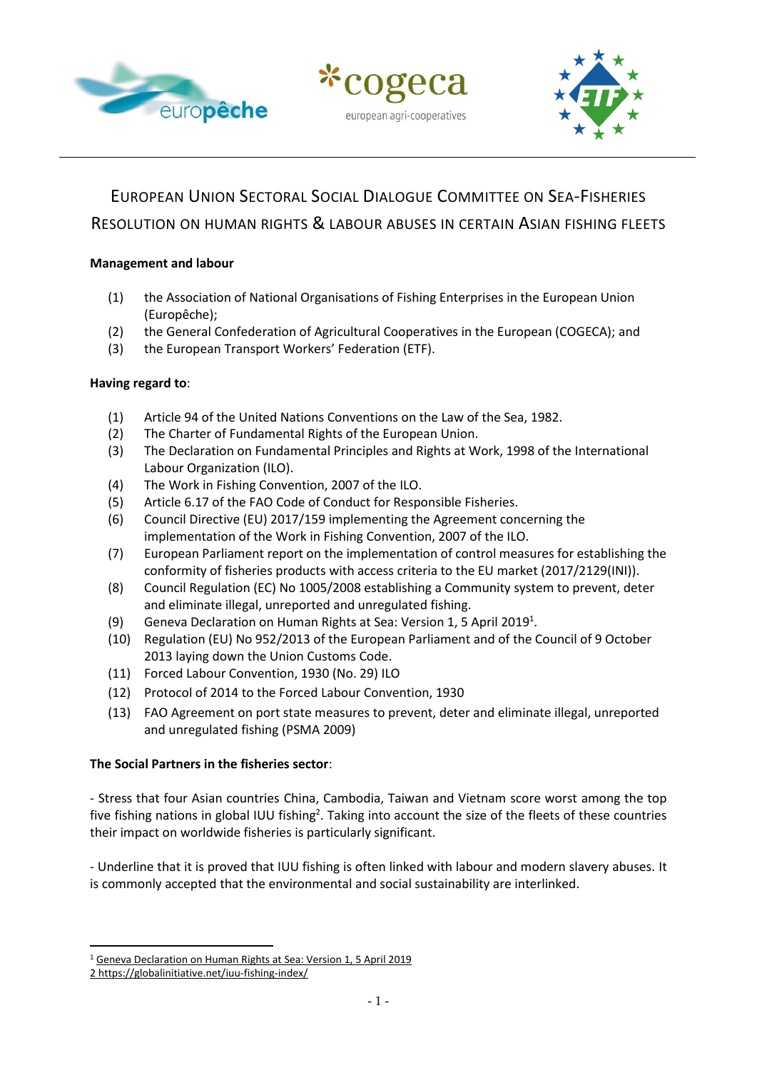# European Union Sectoral Social Dialogue Committee on Sea-Fisheries

## Resolution on human rights & labour abuses in certain Asian fishing fleets

**Management and labour**

(1) the Association of National Organisations of Fishing Enterprises in the European Union (Europêche);

(2) the General Confederation of Agricultural Cooperatives in the European (COGECA); and

(3) the European Transport Workers' Federation (ETF).

**Having regard to**:

(1) Article 94 of the United Nations Conventions on the Law of the Sea, 1982.

(2) The Charter of Fundamental Rights of the European Union.

(3) The Declaration on Fundamental Principles and Rights at Work, 1998 of the International Labour Organization (ILO).

(4) The Work in Fishing Convention, 2007 of the ILO.

(5) Article 6.17 of the FAO Code of Conduct for Responsible Fisheries.

(6) Council Directive (EU) 2017/159 implementing the Agreement concerning the implementation of the Work in Fishing Convention, 2007 of the ILO.

(7) European Parliament report on the implementation of control measures for establishing the conformity of fisheries products with access criteria to the EU market (2017/2129(INI)).

(8) Council Regulation (EC) No 1005/2008 establishing a Community system to prevent, deter and eliminate illegal, unreported and unregulated fishing.

(9) Geneva Declaration on Human Rights at Sea: Version 1, 5 April 2019[1].

(10) Regulation (EU) No 952/2013 of the European Parliament and of the Council of 9 October 2013 laying down the Union Customs Code.

(11) Forced Labour Convention, 1930 (No. 29) ILO

(12) Protocol of 2014 to the Forced Labour Convention, 1930

(13) FAO Agreement on port state measures to prevent, deter and eliminate illegal, unreported and unregulated fishing (PSMA 2009)

**The Social Partners in the fisheries sector**:

- Stress that four Asian countries China, Cambodia, Taiwan and Vietnam score worst among the top five fishing nations in global IUU fishing[2]. Taking into account the size of the fleets of these countries their impact on worldwide fisheries is particularly significant.

- Underline that it is proved that IUU fishing is often linked with labour and modern slavery abuses. It is commonly accepted that the environmental and social sustainability are interlinked.

---

[1] Geneva Declaration on Human Rights at Sea: Version 1, 5 April 2019

[2] https://globalinitiative.net/iuu-fishing-index/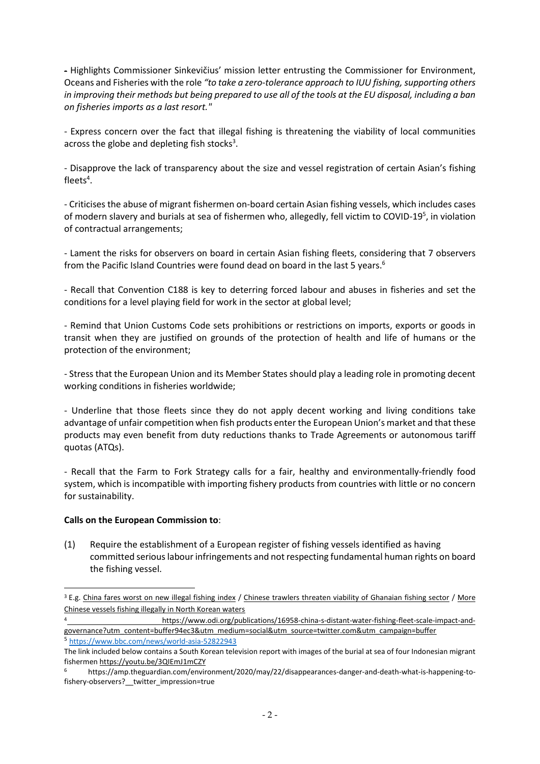- Highlights Commissioner Sinkevičius' mission letter entrusting the Commissioner for Environment, Oceans and Fisheries with the role *"to take a zero-tolerance approach to IUU fishing, supporting others in improving their methods but being prepared to use all of the tools at the EU disposal, including a ban on fisheries imports as a last resort."*

- Express concern over the fact that illegal fishing is threatening the viability of local communities across the globe and depleting fish stocks[3].

- Disapprove the lack of transparency about the size and vessel registration of certain Asian's fishing fleets[4].

- Criticises the abuse of migrant fishermen on-board certain Asian fishing vessels, which includes cases of modern slavery and burials at sea of fishermen who, allegedly, fell victim to COVID-19[5], in violation of contractual arrangements;

- Lament the risks for observers on board in certain Asian fishing fleets, considering that 7 observers from the Pacific Island Countries were found dead on board in the last 5 years.[6]

- Recall that Convention C188 is key to deterring forced labour and abuses in fisheries and set the conditions for a level playing field for work in the sector at global level;

- Remind that Union Customs Code sets prohibitions or restrictions on imports, exports or goods in transit when they are justified on grounds of the protection of health and life of humans or the protection of the environment;

- Stress that the European Union and its Member States should play a leading role in promoting decent working conditions in fisheries worldwide;

- Underline that those fleets since they do not apply decent working and living conditions take advantage of unfair competition when fish products enter the European Union's market and that these products may even benefit from duty reductions thanks to Trade Agreements or autonomous tariff quotas (ATQs).

- Recall that the Farm to Fork Strategy calls for a fair, healthy and environmentally-friendly food system, which is incompatible with importing fishery products from countries with little or no concern for sustainability.

**Calls on the European Commission to**:

(1) Require the establishment of a European register of fishing vessels identified as having committed serious labour infringements and not respecting fundamental human rights on board the fishing vessel.

---

[3] E.g. China fares worst on new illegal fishing index / Chinese trawlers threaten viability of Ghanaian fishing sector / More Chinese vessels fishing illegally in North Korean waters

[4] https://www.odi.org/publications/16958-china-s-distant-water-fishing-fleet-scale-impact-and-governance?utm_content=buffer94ec3&utm_medium=social&utm_source=twitter.com&utm_campaign=buffer

[5] https://www.bbc.com/news/world-asia-52822943

The link included below contains a South Korean television report with images of the burial at sea of four Indonesian migrant fishermen https://youtu.be/3QIEmJ1mCZY

[6] https://amp.theguardian.com/environment/2020/may/22/disappearances-danger-and-death-what-is-happening-to-fishery-observers?__twitter_impression=true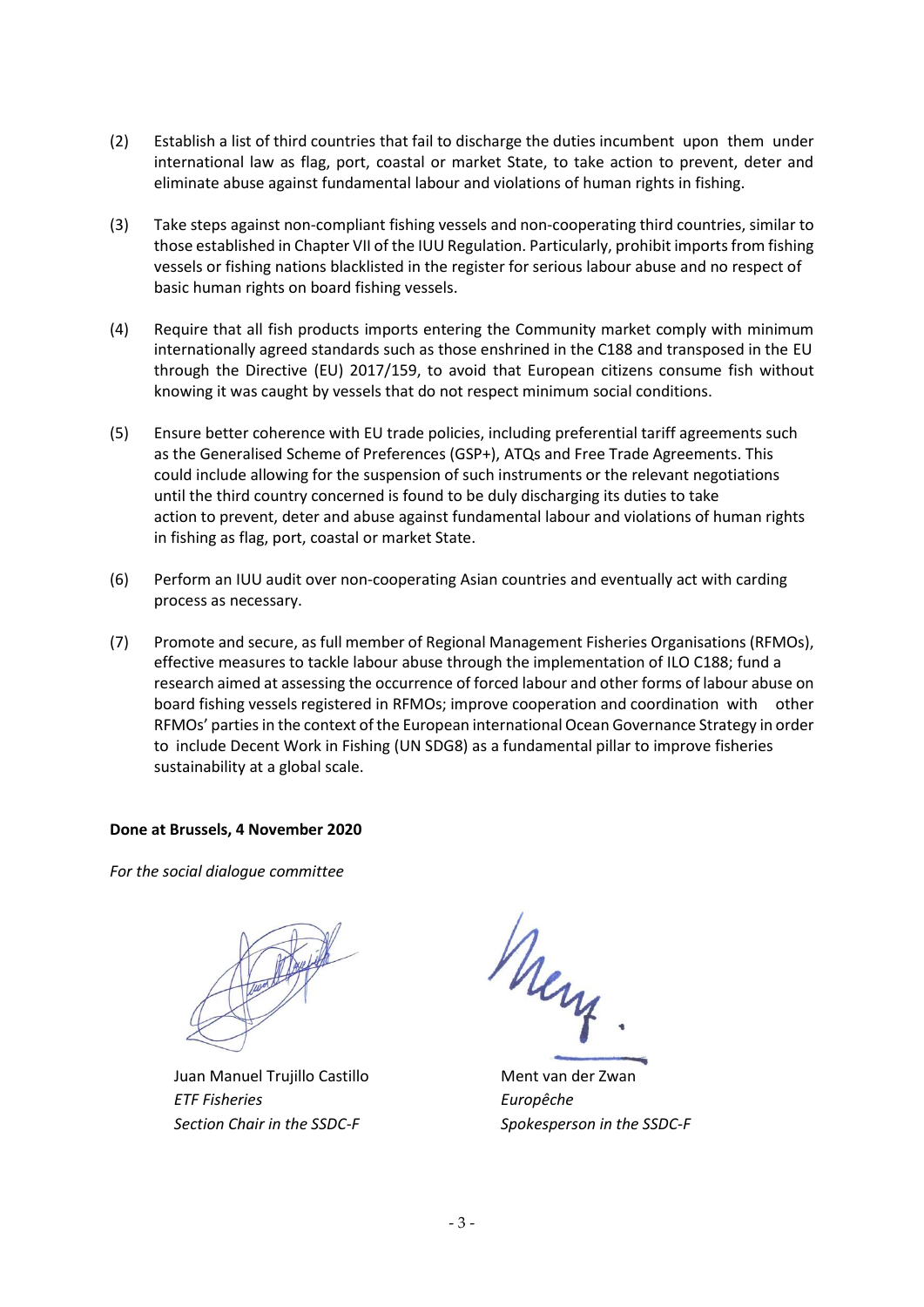(2) Establish a list of third countries that fail to discharge the duties incumbent upon them under international law as flag, port, coastal or market State, to take action to prevent, deter and eliminate abuse against fundamental labour and violations of human rights in fishing.

(3) Take steps against non-compliant fishing vessels and non-cooperating third countries, similar to those established in Chapter VII of the IUU Regulation. Particularly, prohibit imports from fishing vessels or fishing nations blacklisted in the register for serious labour abuse and no respect of basic human rights on board fishing vessels.

(4) Require that all fish products imports entering the Community market comply with minimum internationally agreed standards such as those enshrined in the C188 and transposed in the EU through the Directive (EU) 2017/159, to avoid that European citizens consume fish without knowing it was caught by vessels that do not respect minimum social conditions.

(5) Ensure better coherence with EU trade policies, including preferential tariff agreements such as the Generalised Scheme of Preferences (GSP+), ATQs and Free Trade Agreements. This could include allowing for the suspension of such instruments or the relevant negotiations until the third country concerned is found to be duly discharging its duties to take action to prevent, deter and abuse against fundamental labour and violations of human rights in fishing as flag, port, coastal or market State.

(6) Perform an IUU audit over non-cooperating Asian countries and eventually act with carding process as necessary.

(7) Promote and secure, as full member of Regional Management Fisheries Organisations (RFMOs), effective measures to tackle labour abuse through the implementation of ILO C188; fund a research aimed at assessing the occurrence of forced labour and other forms of labour abuse on board fishing vessels registered in RFMOs; improve cooperation and coordination with other RFMOs' parties in the context of the European international Ocean Governance Strategy in order to include Decent Work in Fishing (UN SDG8) as a fundamental pillar to improve fisheries sustainability at a global scale.

**Done at Brussels, 4 November 2020**

*For the social dialogue committee*

| | |
|---|---|
| Juan Manuel Trujillo Castillo | Ment van der Zwan |
| *ETF Fisheries* | *Europêche* |
| *Section Chair in the SSDC-F* | *Spokesperson in the SSDC-F* |